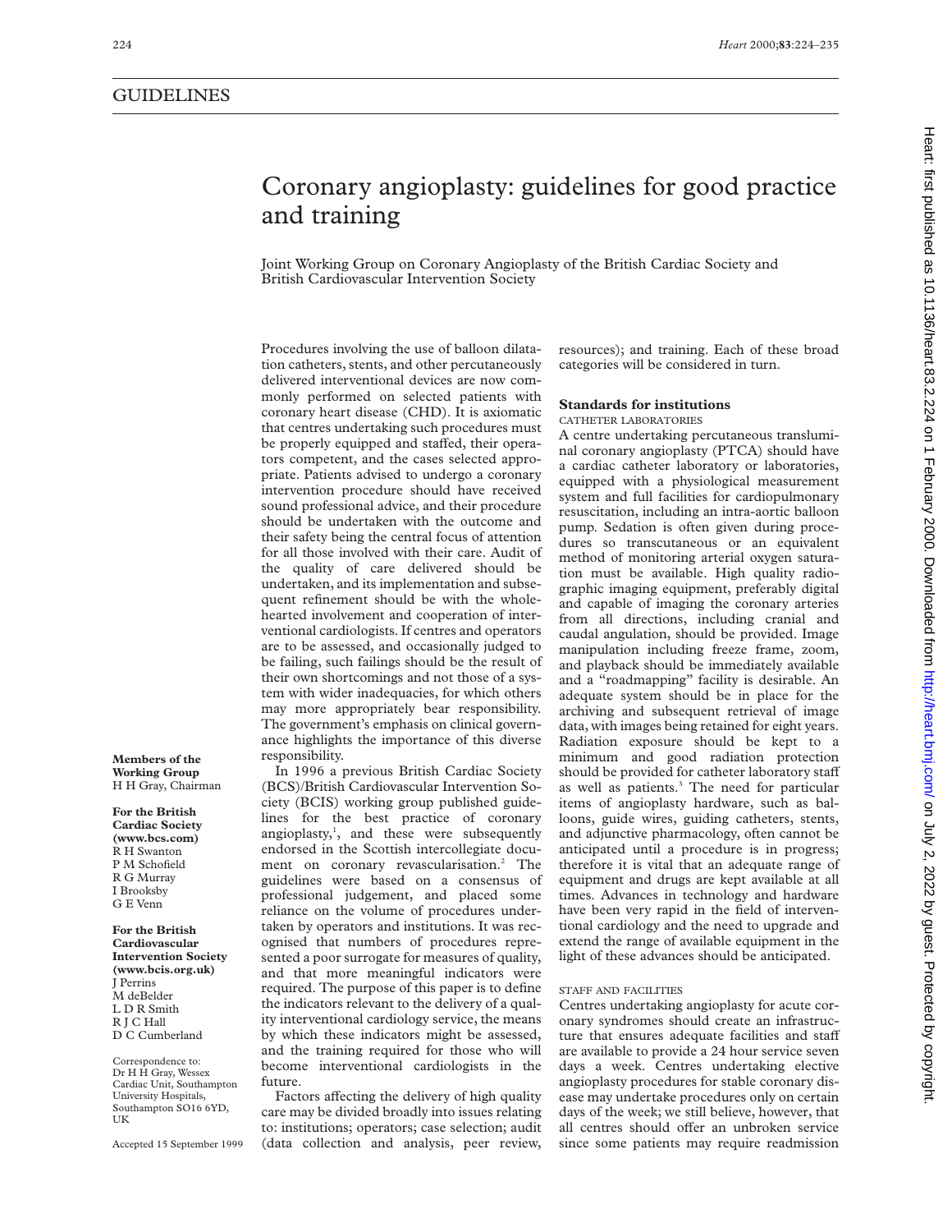# GUIDELINES

# Coronary angioplasty: guidelines for good practice and training

Joint Working Group on Coronary Angioplasty of the British Cardiac Society and British Cardiovascular Intervention Society

**Members of the Working Group**
H H Gray, Chairman

**For the British Cardiac Society (www.bcs.com)**
R H Swanton
P M Schofield
R G Murray
I Brooksby
G E Venn

**For the British Cardiovascular Intervention Society (www.bcis.org.uk)**
J Perrins
M deBelder
L D R Smith
R J C Hall
D C Cumberland

Correspondence to: Dr H H Gray, Wessex Cardiac Unit, Southampton University Hospitals, Southampton SO16 6YD, UK

Accepted 15 September 1999

Procedures involving the use of balloon dilatation catheters, stents, and other percutaneously delivered interventional devices are now commonly performed on selected patients with coronary heart disease (CHD). It is axiomatic that centres undertaking such procedures must be properly equipped and staffed, their operators competent, and the cases selected appropriate. Patients advised to undergo a coronary intervention procedure should have received sound professional advice, and their procedure should be undertaken with the outcome and their safety being the central focus of attention for all those involved with their care. Audit of the quality of care delivered should be undertaken, and its implementation and subsequent refinement should be with the wholehearted involvement and cooperation of interventional cardiologists. If centres and operators are to be assessed, and occasionally judged to be failing, such failings should be the result of their own shortcomings and not those of a system with wider inadequacies, for which others may more appropriately bear responsibility. The government's emphasis on clinical governance highlights the importance of this diverse responsibility.

In 1996 a previous British Cardiac Society (BCS)/British Cardiovascular Intervention Society (BCIS) working group published guidelines for the best practice of coronary angioplasty,[1], and these were subsequently endorsed in the Scottish intercollegiate document on coronary revascularisation.[2] The guidelines were based on a consensus of professional judgement, and placed some reliance on the volume of procedures undertaken by operators and institutions. It was recognised that numbers of procedures represented a poor surrogate for measures of quality, and that more meaningful indicators were required. The purpose of this paper is to define the indicators relevant to the delivery of a quality interventional cardiology service, the means by which these indicators might be assessed, and the training required for those who will become interventional cardiologists in the future.

Factors affecting the delivery of high quality care may be divided broadly into issues relating to: institutions; operators; case selection; audit (data collection and analysis, peer review, resources); and training. Each of these broad categories will be considered in turn.

## Standards for institutions

### CATHETER LABORATORIES

A centre undertaking percutaneous transluminal coronary angioplasty (PTCA) should have a cardiac catheter laboratory or laboratories, equipped with a physiological measurement system and full facilities for cardiopulmonary resuscitation, including an intra-aortic balloon pump. Sedation is often given during procedures so transcutaneous or an equivalent method of monitoring arterial oxygen saturation must be available. High quality radiographic imaging equipment, preferably digital and capable of imaging the coronary arteries from all directions, including cranial and caudal angulation, should be provided. Image manipulation including freeze frame, zoom, and playback should be immediately available and a "roadmapping" facility is desirable. An adequate system should be in place for the archiving and subsequent retrieval of image data, with images being retained for eight years. Radiation exposure should be kept to a minimum and good radiation protection should be provided for catheter laboratory staff as well as patients.[3] The need for particular items of angioplasty hardware, such as balloons, guide wires, guiding catheters, stents, and adjunctive pharmacology, often cannot be anticipated until a procedure is in progress; therefore it is vital that an adequate range of equipment and drugs are kept available at all times. Advances in technology and hardware have been very rapid in the field of interventional cardiology and the need to upgrade and extend the range of available equipment in the light of these advances should be anticipated.

### STAFF AND FACILITIES

Centres undertaking angioplasty for acute coronary syndromes should create an infrastructure that ensures adequate facilities and staff are available to provide a 24 hour service seven days a week. Centres undertaking elective angioplasty procedures for stable coronary disease may undertake procedures only on certain days of the week; we still believe, however, that all centres should offer an unbroken service since some patients may require readmission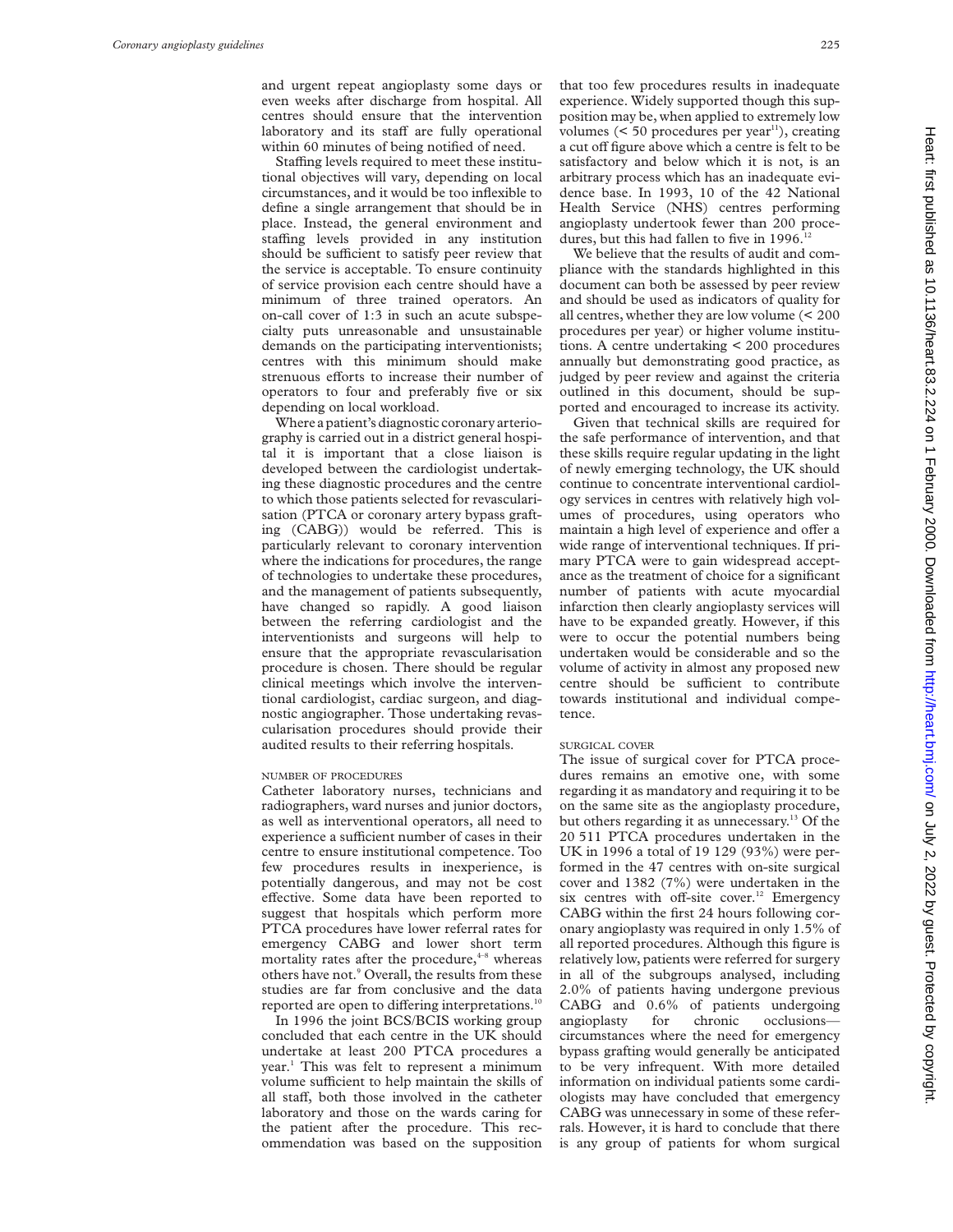and urgent repeat angioplasty some days or even weeks after discharge from hospital. All centres should ensure that the intervention laboratory and its staff are fully operational within 60 minutes of being notified of need.

Staffing levels required to meet these institutional objectives will vary, depending on local circumstances, and it would be too inflexible to define a single arrangement that should be in place. Instead, the general environment and staffing levels provided in any institution should be sufficient to satisfy peer review that the service is acceptable. To ensure continuity of service provision each centre should have a minimum of three trained operators. An on-call cover of 1:3 in such an acute subspecialty puts unreasonable and unsustainable demands on the participating interventionists; centres with this minimum should make strenuous efforts to increase their number of operators to four and preferably five or six depending on local workload.

Where a patient's diagnostic coronary arteriography is carried out in a district general hospital it is important that a close liaison is developed between the cardiologist undertaking these diagnostic procedures and the centre to which those patients selected for revascularisation (PTCA or coronary artery bypass grafting (CABG)) would be referred. This is particularly relevant to coronary intervention where the indications for procedures, the range of technologies to undertake these procedures, and the management of patients subsequently, have changed so rapidly. A good liaison between the referring cardiologist and the interventionists and surgeons will help to ensure that the appropriate revascularisation procedure is chosen. There should be regular clinical meetings which involve the interventional cardiologist, cardiac surgeon, and diagnostic angiographer. Those undertaking revascularisation procedures should provide their audited results to their referring hospitals.

### NUMBER OF PROCEDURES

Catheter laboratory nurses, technicians and radiographers, ward nurses and junior doctors, as well as interventional operators, all need to experience a sufficient number of cases in their centre to ensure institutional competence. Too few procedures results in inexperience, is potentially dangerous, and may not be cost effective. Some data have been reported to suggest that hospitals which perform more PTCA procedures have lower referral rates for emergency CABG and lower short term mortality rates after the procedure,[4–8] whereas others have not.[9] Overall, the results from these studies are far from conclusive and the data reported are open to differing interpretations.[10]

In 1996 the joint BCS/BCIS working group concluded that each centre in the UK should undertake at least 200 PTCA procedures a year.[1] This was felt to represent a minimum volume sufficient to help maintain the skills of all staff, both those involved in the catheter laboratory and those on the wards caring for the patient after the procedure. This recommendation was based on the supposition that too few procedures results in inadequate experience. Widely supported though this supposition may be, when applied to extremely low volumes (< 50 procedures per year[11]), creating a cut off figure above which a centre is felt to be satisfactory and below which it is not, is an arbitrary process which has an inadequate evidence base. In 1993, 10 of the 42 National Health Service (NHS) centres performing angioplasty undertook fewer than 200 procedures, but this had fallen to five in 1996.[12]

We believe that the results of audit and compliance with the standards highlighted in this document can both be assessed by peer review and should be used as indicators of quality for all centres, whether they are low volume (< 200 procedures per year) or higher volume institutions. A centre undertaking < 200 procedures annually but demonstrating good practice, as judged by peer review and against the criteria outlined in this document, should be supported and encouraged to increase its activity.

Given that technical skills are required for the safe performance of intervention, and that these skills require regular updating in the light of newly emerging technology, the UK should continue to concentrate interventional cardiology services in centres with relatively high volumes of procedures, using operators who maintain a high level of experience and offer a wide range of interventional techniques. If primary PTCA were to gain widespread acceptance as the treatment of choice for a significant number of patients with acute myocardial infarction then clearly angioplasty services will have to be expanded greatly. However, if this were to occur the potential numbers being undertaken would be considerable and so the volume of activity in almost any proposed new centre should be sufficient to contribute towards institutional and individual competence.

### SURGICAL COVER

The issue of surgical cover for PTCA procedures remains an emotive one, with some regarding it as mandatory and requiring it to be on the same site as the angioplasty procedure, but others regarding it as unnecessary.[13] Of the 20 511 PTCA procedures undertaken in the UK in 1996 a total of 19 129 (93%) were performed in the 47 centres with on-site surgical cover and 1382 (7%) were undertaken in the six centres with off-site cover.[12] Emergency CABG within the first 24 hours following coronary angioplasty was required in only 1.5% of all reported procedures. Although this figure is relatively low, patients were referred for surgery in all of the subgroups analysed, including 2.0% of patients having undergone previous CABG and 0.6% of patients undergoing angioplasty for chronic occlusions—circumstances where the need for emergency bypass grafting would generally be anticipated to be very infrequent. With more detailed information on individual patients some cardiologists may have concluded that emergency CABG was unnecessary in some of these referrals. However, it is hard to conclude that there is any group of patients for whom surgical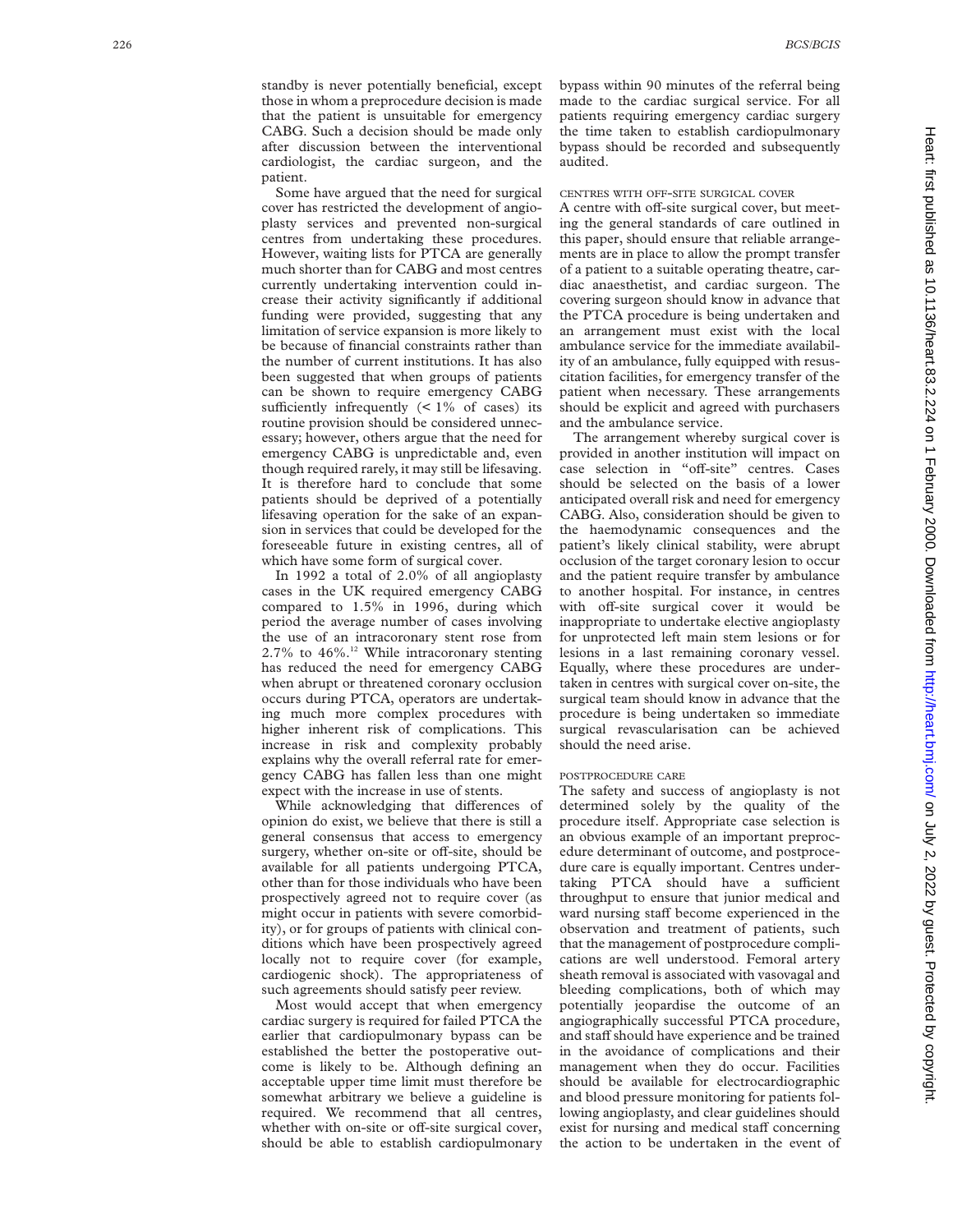standby is never potentially beneficial, except those in whom a preprocedure decision is made that the patient is unsuitable for emergency CABG. Such a decision should be made only after discussion between the interventional cardiologist, the cardiac surgeon, and the patient.

Some have argued that the need for surgical cover has restricted the development of angioplasty services and prevented non-surgical centres from undertaking these procedures. However, waiting lists for PTCA are generally much shorter than for CABG and most centres currently undertaking intervention could increase their activity significantly if additional funding were provided, suggesting that any limitation of service expansion is more likely to be because of financial constraints rather than the number of current institutions. It has also been suggested that when groups of patients can be shown to require emergency CABG sufficiently infrequently (< 1% of cases) its routine provision should be considered unnecessary; however, others argue that the need for emergency CABG is unpredictable and, even though required rarely, it may still be lifesaving. It is therefore hard to conclude that some patients should be deprived of a potentially lifesaving operation for the sake of an expansion in services that could be developed for the foreseeable future in existing centres, all of which have some form of surgical cover.

In 1992 a total of 2.0% of all angioplasty cases in the UK required emergency CABG compared to 1.5% in 1996, during which period the average number of cases involving the use of an intracoronary stent rose from 2.7% to 46%.[12] While intracoronary stenting has reduced the need for emergency CABG when abrupt or threatened coronary occlusion occurs during PTCA, operators are undertaking much more complex procedures with higher inherent risk of complications. This increase in risk and complexity probably explains why the overall referral rate for emergency CABG has fallen less than one might expect with the increase in use of stents.

While acknowledging that differences of opinion do exist, we believe that there is still a general consensus that access to emergency surgery, whether on-site or off-site, should be available for all patients undergoing PTCA, other than for those individuals who have been prospectively agreed not to require cover (as might occur in patients with severe comorbidity), or for groups of patients with clinical conditions which have been prospectively agreed locally not to require cover (for example, cardiogenic shock). The appropriateness of such agreements should satisfy peer review.

Most would accept that when emergency cardiac surgery is required for failed PTCA the earlier that cardiopulmonary bypass can be established the better the postoperative outcome is likely to be. Although defining an acceptable upper time limit must therefore be somewhat arbitrary we believe a guideline is required. We recommend that all centres, whether with on-site or off-site surgical cover, should be able to establish cardiopulmonary bypass within 90 minutes of the referral being made to the cardiac surgical service. For all patients requiring emergency cardiac surgery the time taken to establish cardiopulmonary bypass should be recorded and subsequently audited.

#### CENTRES WITH OFF-SITE SURGICAL COVER

A centre with off-site surgical cover, but meeting the general standards of care outlined in this paper, should ensure that reliable arrangements are in place to allow the prompt transfer of a patient to a suitable operating theatre, cardiac anaesthetist, and cardiac surgeon. The covering surgeon should know in advance that the PTCA procedure is being undertaken and an arrangement must exist with the local ambulance service for the immediate availability of an ambulance, fully equipped with resuscitation facilities, for emergency transfer of the patient when necessary. These arrangements should be explicit and agreed with purchasers and the ambulance service.

The arrangement whereby surgical cover is provided in another institution will impact on case selection in "off-site" centres. Cases should be selected on the basis of a lower anticipated overall risk and need for emergency CABG. Also, consideration should be given to the haemodynamic consequences and the patient's likely clinical stability, were abrupt occlusion of the target coronary lesion to occur and the patient require transfer by ambulance to another hospital. For instance, in centres with off-site surgical cover it would be inappropriate to undertake elective angioplasty for unprotected left main stem lesions or for lesions in a last remaining coronary vessel. Equally, where these procedures are undertaken in centres with surgical cover on-site, the surgical team should know in advance that the procedure is being undertaken so immediate surgical revascularisation can be achieved should the need arise.

#### POSTPROCEDURE CARE

The safety and success of angioplasty is not determined solely by the quality of the procedure itself. Appropriate case selection is an obvious example of an important preprocedure determinant of outcome, and postprocedure care is equally important. Centres undertaking PTCA should have a sufficient throughput to ensure that junior medical and ward nursing staff become experienced in the observation and treatment of patients, such that the management of postprocedure complications are well understood. Femoral artery sheath removal is associated with vasovagal and bleeding complications, both of which may potentially jeopardise the outcome of an angiographically successful PTCA procedure, and staff should have experience and be trained in the avoidance of complications and their management when they do occur. Facilities should be available for electrocardiographic and blood pressure monitoring for patients following angioplasty, and clear guidelines should exist for nursing and medical staff concerning the action to be undertaken in the event of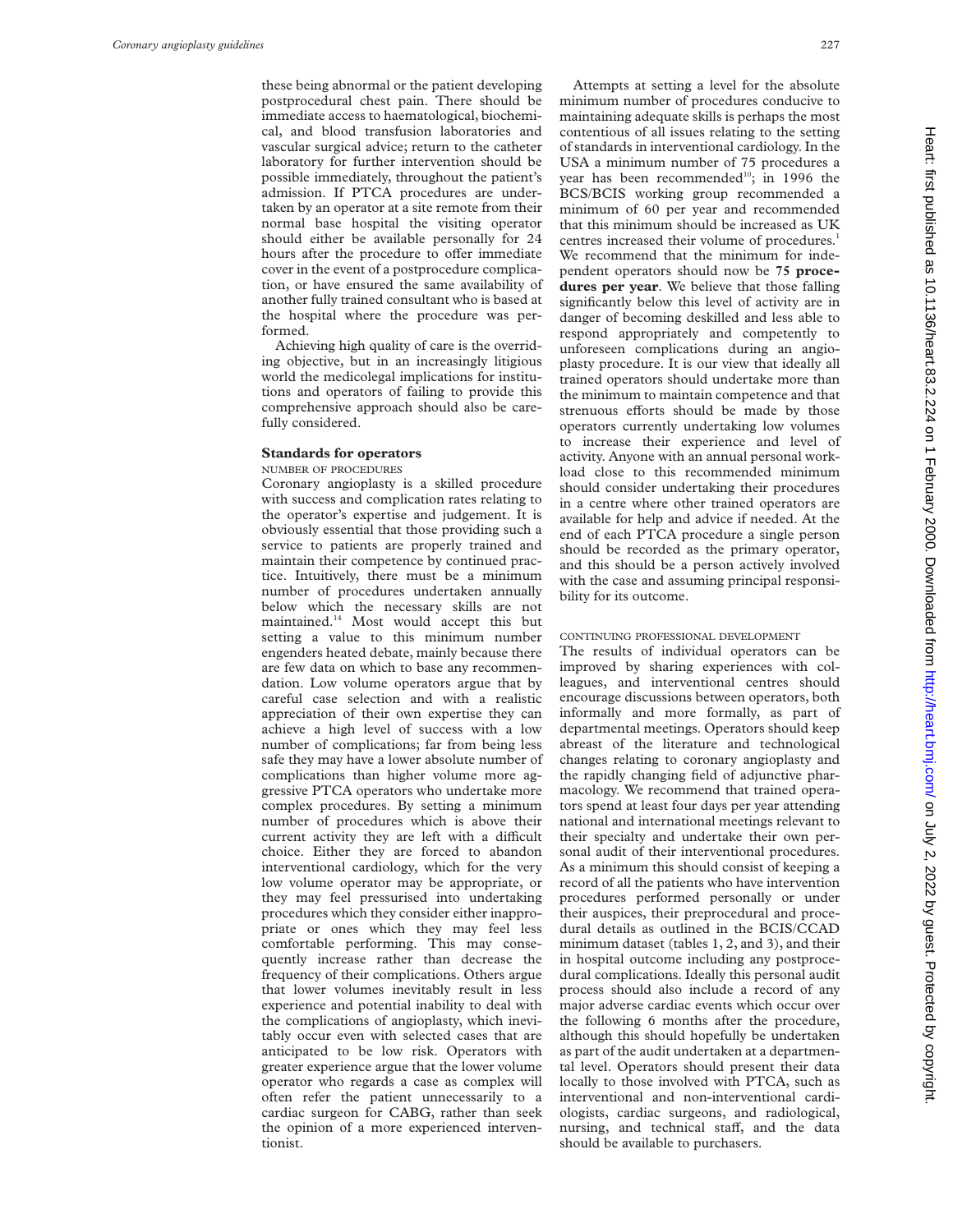these being abnormal or the patient developing postprocedural chest pain. There should be immediate access to haematological, biochemical, and blood transfusion laboratories and vascular surgical advice; return to the catheter laboratory for further intervention should be possible immediately, throughout the patient's admission. If PTCA procedures are undertaken by an operator at a site remote from their normal base hospital the visiting operator should either be available personally for 24 hours after the procedure to offer immediate cover in the event of a postprocedure complication, or have ensured the same availability of another fully trained consultant who is based at the hospital where the procedure was performed.

Achieving high quality of care is the overriding objective, but in an increasingly litigious world the medicolegal implications for institutions and operators of failing to provide this comprehensive approach should also be carefully considered.

## Standards for operators

### NUMBER OF PROCEDURES

Coronary angioplasty is a skilled procedure with success and complication rates relating to the operator's expertise and judgement. It is obviously essential that those providing such a service to patients are properly trained and maintain their competence by continued practice. Intuitively, there must be a minimum number of procedures undertaken annually below which the necessary skills are not maintained.[14] Most would accept this but setting a value to this minimum number engenders heated debate, mainly because there are few data on which to base any recommendation. Low volume operators argue that by careful case selection and with a realistic appreciation of their own expertise they can achieve a high level of success with a low number of complications; far from being less safe they may have a lower absolute number of complications than higher volume more aggressive PTCA operators who undertake more complex procedures. By setting a minimum number of procedures which is above their current activity they are left with a difficult choice. Either they are forced to abandon interventional cardiology, which for the very low volume operator may be appropriate, or they may feel pressurised into undertaking procedures which they consider either inappropriate or ones which they may feel less comfortable performing. This may consequently increase rather than decrease the frequency of their complications. Others argue that lower volumes inevitably result in less experience and potential inability to deal with the complications of angioplasty, which inevitably occur even with selected cases that are anticipated to be low risk. Operators with greater experience argue that the lower volume operator who regards a case as complex will often refer the patient unnecessarily to a cardiac surgeon for CABG, rather than seek the opinion of a more experienced interventionist.

Attempts at setting a level for the absolute minimum number of procedures conducive to maintaining adequate skills is perhaps the most contentious of all issues relating to the setting of standards in interventional cardiology. In the USA a minimum number of 75 procedures a year has been recommended[10]; in 1996 the BCS/BCIS working group recommended a minimum of 60 per year and recommended that this minimum should be increased as UK centres increased their volume of procedures.[1] We recommend that the minimum for independent operators should now be **75 procedures per year**. We believe that those falling significantly below this level of activity are in danger of becoming deskilled and less able to respond appropriately and competently to unforeseen complications during an angioplasty procedure. It is our view that ideally all trained operators should undertake more than the minimum to maintain competence and that strenuous efforts should be made by those operators currently undertaking low volumes to increase their experience and level of activity. Anyone with an annual personal workload close to this recommended minimum should consider undertaking their procedures in a centre where other trained operators are available for help and advice if needed. At the end of each PTCA procedure a single person should be recorded as the primary operator, and this should be a person actively involved with the case and assuming principal responsibility for its outcome.

### CONTINUING PROFESSIONAL DEVELOPMENT

The results of individual operators can be improved by sharing experiences with colleagues, and interventional centres should encourage discussions between operators, both informally and more formally, as part of departmental meetings. Operators should keep abreast of the literature and technological changes relating to coronary angioplasty and the rapidly changing field of adjunctive pharmacology. We recommend that trained operators spend at least four days per year attending national and international meetings relevant to their specialty and undertake their own personal audit of their interventional procedures. As a minimum this should consist of keeping a record of all the patients who have intervention procedures performed personally or under their auspices, their preprocedural and procedural details as outlined in the BCIS/CCAD minimum dataset (tables 1, 2, and 3), and their in hospital outcome including any postprocedural complications. Ideally this personal audit process should also include a record of any major adverse cardiac events which occur over the following 6 months after the procedure, although this should hopefully be undertaken as part of the audit undertaken at a departmental level. Operators should present their data locally to those involved with PTCA, such as interventional and non-interventional cardiologists, cardiac surgeons, and radiological, nursing, and technical staff, and the data should be available to purchasers.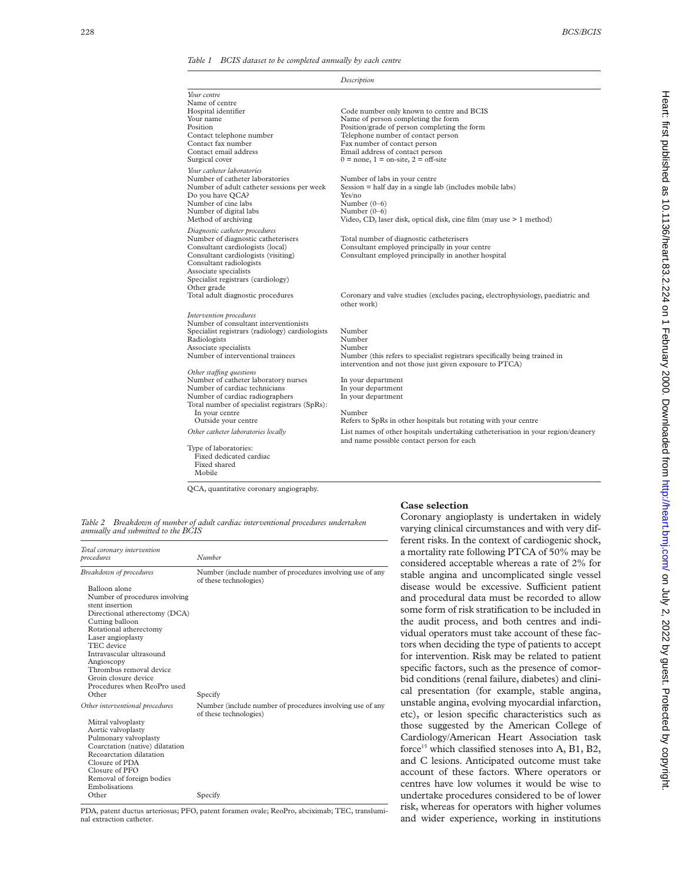*Table 1 BCIS dataset to be completed annually by each centre*

| | Description |
|---|---|
| *Your centre* | |
| Name of centre | |
| Hospital identifier | Code number only known to centre and BCIS |
| Your name | Name of person completing the form |
| Position | Position/grade of person completing the form |
| Contact telephone number | Telephone number of contact person |
| Contact fax number | Fax number of contact person |
| Contact email address | Email address of contact person |
| Surgical cover | 0 = none, 1 = on-site, 2 = off-site |
| *Your catheter laboratories* | |
| Number of catheter laboratories | Number of labs in your centre |
| Number of adult catheter sessions per week | Session = half day in a single lab (includes mobile labs) |
| Do you have QCA? | Yes/no |
| Number of cine labs | Number (0–6) |
| Number of digital labs | Number (0–6) |
| Method of archiving | Video, CD, laser disk, optical disk, cine film (may use > 1 method) |
| *Diagnostic catheter procedures* | |
| Number of diagnostic catheterisers | Total number of diagnostic catheterisers |
| Consultant cardiologists (local) | Consultant employed principally in your centre |
| Consultant cardiologists (visiting) | Consultant employed principally in another hospital |
| Consultant radiologists | |
| Associate specialists | |
| Specialist registrars (cardiology) | |
| Other grade | |
| Total adult diagnostic procedures | Coronary and valve studies (excludes pacing, electrophysiology, paediatric and other work) |
| *Intervention procedures* | |
| Number of consultant interventionists | |
| Specialist registrars (radiology) cardiologists | Number |
| Radiologists | Number |
| Associate specialists | Number |
| Number of interventional trainees | Number (this refers to specialist registrars specifically being trained in intervention and not those just given exposure to PTCA) |
| *Other staffing questions* | |
| Number of catheter laboratory nurses | In your department |
| Number of cardiac technicians | In your department |
| Number of cardiac radiographers | In your department |
| Total number of specialist registrars (SpRs): | |
| In your centre | Number |
| Outside your centre | Refers to SpRs in other hospitals but rotating with your centre |
| *Other catheter laboratories locally* | List names of other hospitals undertaking catheterisation in your region/deanery and name possible contact person for each |
| Type of laboratories: | |
| Fixed dedicated cardiac | |
| Fixed shared | |
| Mobile | |

QCA, quantitative coronary angiography.

*Table 2 Breakdown of number of adult cardiac interventional procedures undertaken annually and submitted to the BCIS*

| *Total coronary intervention procedures* | Number |
|---|---|
| *Breakdown of procedures* | Number (include number of procedures involving use of any of these technologies) |
| Balloon alone | |
| Number of procedures involving stent insertion | |
| Directional atherectomy (DCA) | |
| Cutting balloon | |
| Rotational atherectomy | |
| Laser angioplasty | |
| TEC device | |
| Intravascular ultrasound | |
| Angioscopy | |
| Thrombus removal device | |
| Groin closure device | |
| Procedures when ReoPro used | |
| Other | Specify |
| *Other interventional procedures* | Number (include number of procedures involving use of any of these technologies) |
| Mitral valvoplasty | |
| Aortic valvoplasty | |
| Pulmonary valvoplasty | |
| Coarctation (native) dilatation | |
| Recoarctation dilatation | |
| Closure of PDA | |
| Closure of PFO | |
| Removal of foreign bodies | |
| Embolisations | |
| Other | Specify |

PDA, patent ductus arteriosus; PFO, patent foramen ovale; ReoPro, abciximab; TEC, transluminal extraction catheter.

## Case selection

Coronary angioplasty is undertaken in widely varying clinical circumstances and with very different risks. In the context of cardiogenic shock, a mortality rate following PTCA of 50% may be considered acceptable whereas a rate of 2% for stable angina and uncomplicated single vessel disease would be excessive. Sufficient patient and procedural data must be recorded to allow some form of risk stratification to be included in the audit process, and both centres and individual operators must take account of these factors when deciding the type of patients to accept for intervention. Risk may be related to patient specific factors, such as the presence of comorbid conditions (renal failure, diabetes) and clinical presentation (for example, stable angina, unstable angina, evolving myocardial infarction, etc), or lesion specific characteristics such as those suggested by the American College of Cardiology/American Heart Association task force[15] which classified stenoses into A, B1, B2, and C lesions. Anticipated outcome must take account of these factors. Where operators or centres have low volumes it would be wise to undertake procedures considered to be of lower risk, whereas for operators with higher volumes and wider experience, working in institutions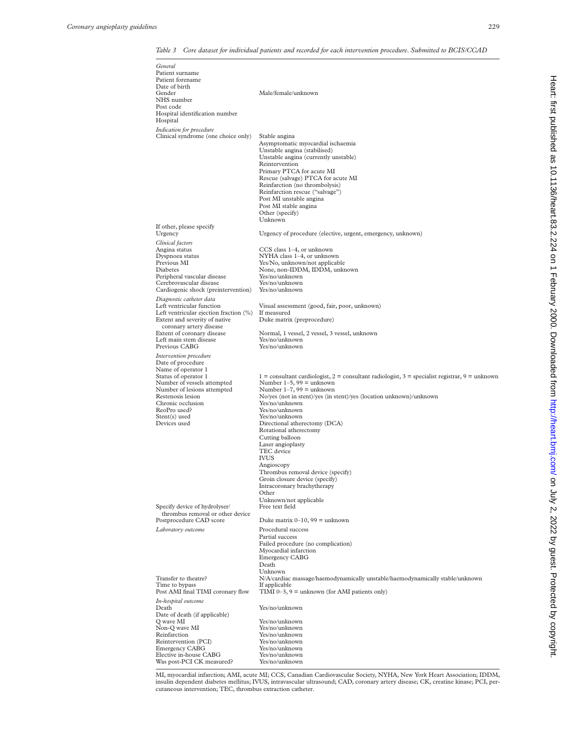Table 3 Core dataset for individual patients and recorded for each intervention procedure. Submitted to BCIS/CCAD

| | |
|---|---|
| *General* | |
| Patient surname | |
| Patient forename | |
| Date of birth | |
| Gender | Male/female/unknown |
| NHS number | |
| Post code | |
| Hospital identification number | |
| Hospital | |
| *Indication for procedure* | |
| Clinical syndrome (one choice only) | Stable angina<br>Asymptomatic myocardial ischaemia<br>Unstable angina (stabilised)<br>Unstable angina (currently unstable)<br>Reintervention<br>Primary PTCA for acute MI<br>Rescue (salvage) PTCA for acute MI<br>Reinfarction (no thrombolysis)<br>Reinfarction rescue ("salvage")<br>Post MI unstable angina<br>Post MI stable angina<br>Other (specify)<br>Unknown |
| If other, please specify | |
| Urgency | Urgency of procedure (elective, urgent, emergency, unknown) |
| *Clinical factors* | |
| Angina status | CCS class 1–4, or unknown |
| Dyspnoea status | NYHA class 1–4, or unknown |
| Previous MI | Yes/No, unknown/not applicable |
| Diabetes | None, non-IDDM, IDDM, unknown |
| Peripheral vascular disease | Yes/no/unknown |
| Cerebrovascular disease | Yes/no/unknown |
| Cardiogenic shock (preintervention) | Yes/no/unknown |
| *Diagnostic catheter data* | |
| Left ventricular function | Visual assessment (good, fair, poor, unknown) |
| Left ventricular ejection fraction (%) | If measured |
| Extent and severity of native coronary artery disease | Duke matrix (preprocedure) |
| Extent of coronary disease | Normal, 1 vessel, 2 vessel, 3 vessel, unknown |
| Left main stem disease | Yes/no/unknown |
| Previous CABG | Yes/no/unknown |
| *Intervention procedure* | |
| Date of procedure | |
| Name of operator 1 | |
| Status of operator 1 | 1 = consultant cardiologist, 2 = consultant radiologist, 3 = specialist registrar, 9 = unknown |
| Number of vessels attempted | Number 1–5, 99 = unknown |
| Number of lesions attempted | Number 1–7, 99 = unknown |
| Restenosis lesion | No/yes (not in stent)/yes (in stent)/yes (location unknown)/unknown |
| Chronic occlusion | Yes/no/unknown |
| ReoPro used? | Yes/no/unknown |
| Stent(s) used | Yes/no/unknown |
| Devices used | Directional atherectomy (DCA)<br>Rotational atherectomy<br>Cutting balloon<br>Laser angioplasty<br>TEC device<br>IVUS<br>Angioscopy<br>Thrombus removal device (specify)<br>Groin closure device (specify)<br>Intracoronary brachytherapy<br>Other<br>Unknown/not applicable |
| Specify device of hydrolyser/ thrombus removal or other device | Free text field |
| Postprocedure CAD score | Duke matrix 0–10, 99 = unknown |
| *Laboratory outcome* | Procedural success<br>Partial success<br>Failed procedure (no complication)<br>Myocardial infarction<br>Emergency CABG<br>Death<br>Unknown |
| Transfer to theatre? | N/A/cardiac massage/haemodynamically unstable/haemodynamically stable/unknown |
| Time to bypass | If applicable |
| Post AMI final TIMI coronary flow | TIMI 0–3, 9 = unknown (for AMI patients only) |
| *In-hospital outcome* | |
| Death | Yes/no/unknown |
| Date of death (if applicable) | |
| Q wave MI | Yes/no/unknown |
| Non-Q wave MI | Yes/no/unknown |
| Reinfarction | Yes/no/unknown |
| Reintervention (PCI) | Yes/no/unknown |
| Emergency CABG | Yes/no/unknown |
| Elective in-house CABG | Yes/no/unknown |
| Was post-PCI CK measured? | Yes/no/unknown |

MI, myocardial infarction; AMI, acute MI; CCS, Canadian Cardiovascular Society, NYHA, New York Heart Association; IDDM, insulin dependent diabetes mellitus; IVUS, intravascular ultrasound; CAD, coronary artery disease; CK, creatine kinase; PCI, percutaneous intervention; TEC, thrombus extraction catheter.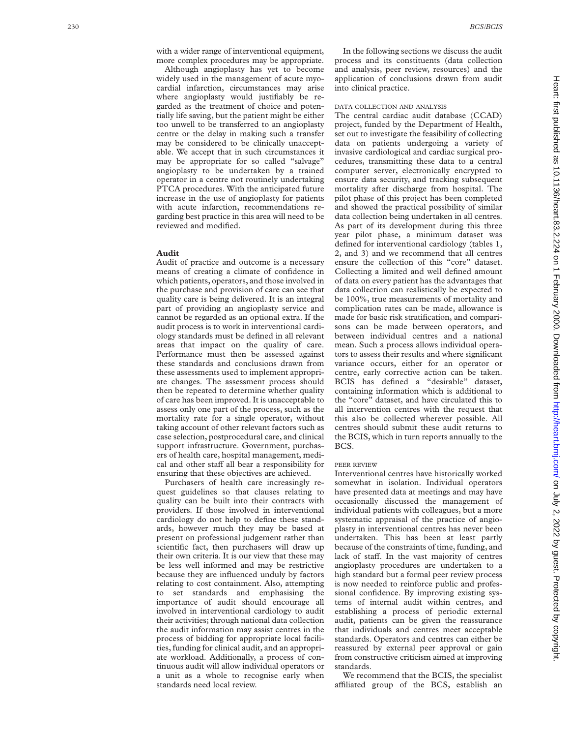with a wider range of interventional equipment, more complex procedures may be appropriate.

Although angioplasty has yet to become widely used in the management of acute myocardial infarction, circumstances may arise where angioplasty would justifiably be regarded as the treatment of choice and potentially life saving, but the patient might be either too unwell to be transferred to an angioplasty centre or the delay in making such a transfer may be considered to be clinically unacceptable. We accept that in such circumstances it may be appropriate for so called "salvage" angioplasty to be undertaken by a trained operator in a centre not routinely undertaking PTCA procedures. With the anticipated future increase in the use of angioplasty for patients with acute infarction, recommendations regarding best practice in this area will need to be reviewed and modified.

## Audit

Audit of practice and outcome is a necessary means of creating a climate of confidence in which patients, operators, and those involved in the purchase and provision of care can see that quality care is being delivered. It is an integral part of providing an angioplasty service and cannot be regarded as an optional extra. If the audit process is to work in interventional cardiology standards must be defined in all relevant areas that impact on the quality of care. Performance must then be assessed against these standards and conclusions drawn from these assessments used to implement appropriate changes. The assessment process should then be repeated to determine whether quality of care has been improved. It is unacceptable to assess only one part of the process, such as the mortality rate for a single operator, without taking account of other relevant factors such as case selection, postprocedural care, and clinical support infrastructure. Government, purchasers of health care, hospital management, medical and other staff all bear a responsibility for ensuring that these objectives are achieved.

Purchasers of health care increasingly request guidelines so that clauses relating to quality can be built into their contracts with providers. If those involved in interventional cardiology do not help to define these standards, however much they may be based at present on professional judgement rather than scientific fact, then purchasers will draw up their own criteria. It is our view that these may be less well informed and may be restrictive because they are influenced unduly by factors relating to cost containment. Also, attempting to set standards and emphasising the importance of audit should encourage all involved in interventional cardiology to audit their activities; through national data collection the audit information may assist centres in the process of bidding for appropriate local facilities, funding for clinical audit, and an appropriate workload. Additionally, a process of continuous audit will allow individual operators or a unit as a whole to recognise early when standards need local review.

In the following sections we discuss the audit process and its constituents (data collection and analysis, peer review, resources) and the application of conclusions drawn from audit into clinical practice.

### DATA COLLECTION AND ANALYSIS

The central cardiac audit database (CCAD) project, funded by the Department of Health, set out to investigate the feasibility of collecting data on patients undergoing a variety of invasive cardiological and cardiac surgical procedures, transmitting these data to a central computer server, electronically encrypted to ensure data security, and tracking subsequent mortality after discharge from hospital. The pilot phase of this project has been completed and showed the practical possibility of similar data collection being undertaken in all centres. As part of its development during this three year pilot phase, a minimum dataset was defined for interventional cardiology (tables 1, 2, and 3) and we recommend that all centres ensure the collection of this "core" dataset. Collecting a limited and well defined amount of data on every patient has the advantages that data collection can realistically be expected to be 100%, true measurements of mortality and complication rates can be made, allowance is made for basic risk stratification, and comparisons can be made between operators, and between individual centres and a national mean. Such a process allows individual operators to assess their results and where significant variance occurs, either for an operator or centre, early corrective action can be taken. BCIS has defined a "desirable" dataset, containing information which is additional to the "core" dataset, and have circulated this to all intervention centres with the request that this also be collected wherever possible. All centres should submit these audit returns to the BCIS, which in turn reports annually to the BCS.

### PEER REVIEW

Interventional centres have historically worked somewhat in isolation. Individual operators have presented data at meetings and may have occasionally discussed the management of individual patients with colleagues, but a more systematic appraisal of the practice of angioplasty in interventional centres has never been undertaken. This has been at least partly because of the constraints of time, funding, and lack of staff. In the vast majority of centres angioplasty procedures are undertaken to a high standard but a formal peer review process is now needed to reinforce public and professional confidence. By improving existing systems of internal audit within centres, and establishing a process of periodic external audit, patients can be given the reassurance that individuals and centres meet acceptable standards. Operators and centres can either be reassured by external peer approval or gain from constructive criticism aimed at improving standards.

We recommend that the BCIS, the specialist affiliated group of the BCS, establish an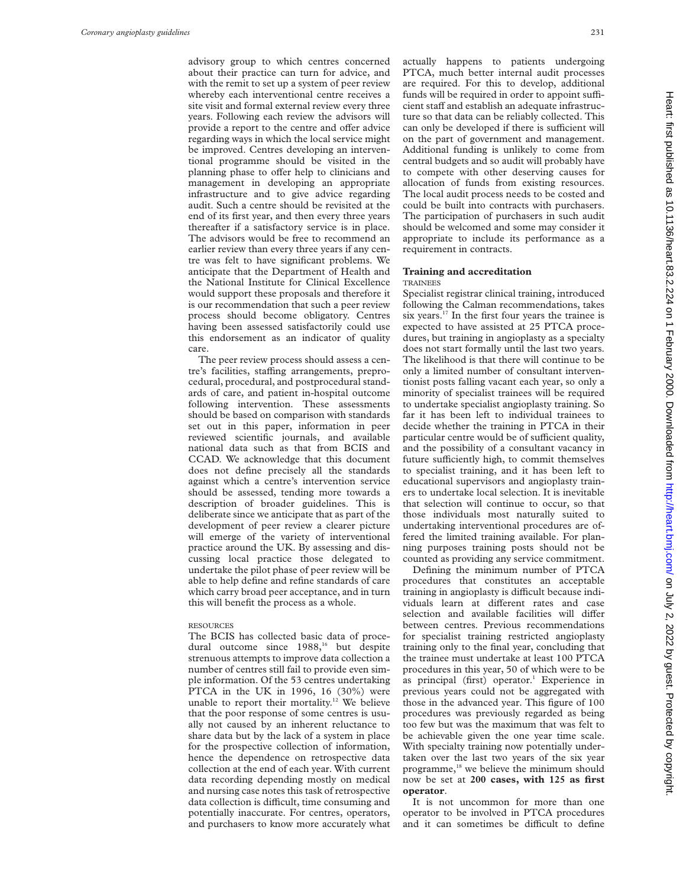advisory group to which centres concerned about their practice can turn for advice, and with the remit to set up a system of peer review whereby each interventional centre receives a site visit and formal external review every three years. Following each review the advisors will provide a report to the centre and offer advice regarding ways in which the local service might be improved. Centres developing an interventional programme should be visited in the planning phase to offer help to clinicians and management in developing an appropriate infrastructure and to give advice regarding audit. Such a centre should be revisited at the end of its first year, and then every three years thereafter if a satisfactory service is in place. The advisors would be free to recommend an earlier review than every three years if any centre was felt to have significant problems. We anticipate that the Department of Health and the National Institute for Clinical Excellence would support these proposals and therefore it is our recommendation that such a peer review process should become obligatory. Centres having been assessed satisfactorily could use this endorsement as an indicator of quality care.

The peer review process should assess a centre's facilities, staffing arrangements, preprocedural, procedural, and postprocedural standards of care, and patient in-hospital outcome following intervention. These assessments should be based on comparison with standards set out in this paper, information in peer reviewed scientific journals, and available national data such as that from BCIS and CCAD. We acknowledge that this document does not define precisely all the standards against which a centre's intervention service should be assessed, tending more towards a description of broader guidelines. This is deliberate since we anticipate that as part of the development of peer review a clearer picture will emerge of the variety of interventional practice around the UK. By assessing and discussing local practice those delegated to undertake the pilot phase of peer review will be able to help define and refine standards of care which carry broad peer acceptance, and in turn this will benefit the process as a whole.

#### RESOURCES

The BCIS has collected basic data of procedural outcome since 1988,[16] but despite strenuous attempts to improve data collection a number of centres still fail to provide even simple information. Of the 53 centres undertaking PTCA in the UK in 1996, 16 (30%) were unable to report their mortality.[12] We believe that the poor response of some centres is usually not caused by an inherent reluctance to share data but by the lack of a system in place for the prospective collection of information, hence the dependence on retrospective data collection at the end of each year. With current data recording depending mostly on medical and nursing case notes this task of retrospective data collection is difficult, time consuming and potentially inaccurate. For centres, operators, and purchasers to know more accurately what actually happens to patients undergoing PTCA, much better internal audit processes are required. For this to develop, additional funds will be required in order to appoint sufficient staff and establish an adequate infrastructure so that data can be reliably collected. This can only be developed if there is sufficient will on the part of government and management. Additional funding is unlikely to come from central budgets and so audit will probably have to compete with other deserving causes for allocation of funds from existing resources. The local audit process needs to be costed and could be built into contracts with purchasers. The participation of purchasers in such audit should be welcomed and some may consider it appropriate to include its performance as a requirement in contracts.

### Training and accreditation

#### TRAINEES

Specialist registrar clinical training, introduced following the Calman recommendations, takes six years.[17] In the first four years the trainee is expected to have assisted at 25 PTCA procedures, but training in angioplasty as a specialty does not start formally until the last two years. The likelihood is that there will continue to be only a limited number of consultant interventionist posts falling vacant each year, so only a minority of specialist trainees will be required to undertake specialist angioplasty training. So far it has been left to individual trainees to decide whether the training in PTCA in their particular centre would be of sufficient quality, and the possibility of a consultant vacancy in future sufficiently high, to commit themselves to specialist training, and it has been left to educational supervisors and angioplasty trainers to undertake local selection. It is inevitable that selection will continue to occur, so that those individuals most naturally suited to undertaking interventional procedures are offered the limited training available. For planning purposes training posts should not be counted as providing any service commitment.

Defining the minimum number of PTCA procedures that constitutes an acceptable training in angioplasty is difficult because individuals learn at different rates and case selection and available facilities will differ between centres. Previous recommendations for specialist training restricted angioplasty training only to the final year, concluding that the trainee must undertake at least 100 PTCA procedures in this year, 50 of which were to be as principal (first) operator.[1] Experience in previous years could not be aggregated with those in the advanced year. This figure of 100 procedures was previously regarded as being too few but was the maximum that was felt to be achievable given the one year time scale. With specialty training now potentially undertaken over the last two years of the six year programme,[18] we believe the minimum should now be set at **200 cases, with 125 as first operator**.

It is not uncommon for more than one operator to be involved in PTCA procedures and it can sometimes be difficult to define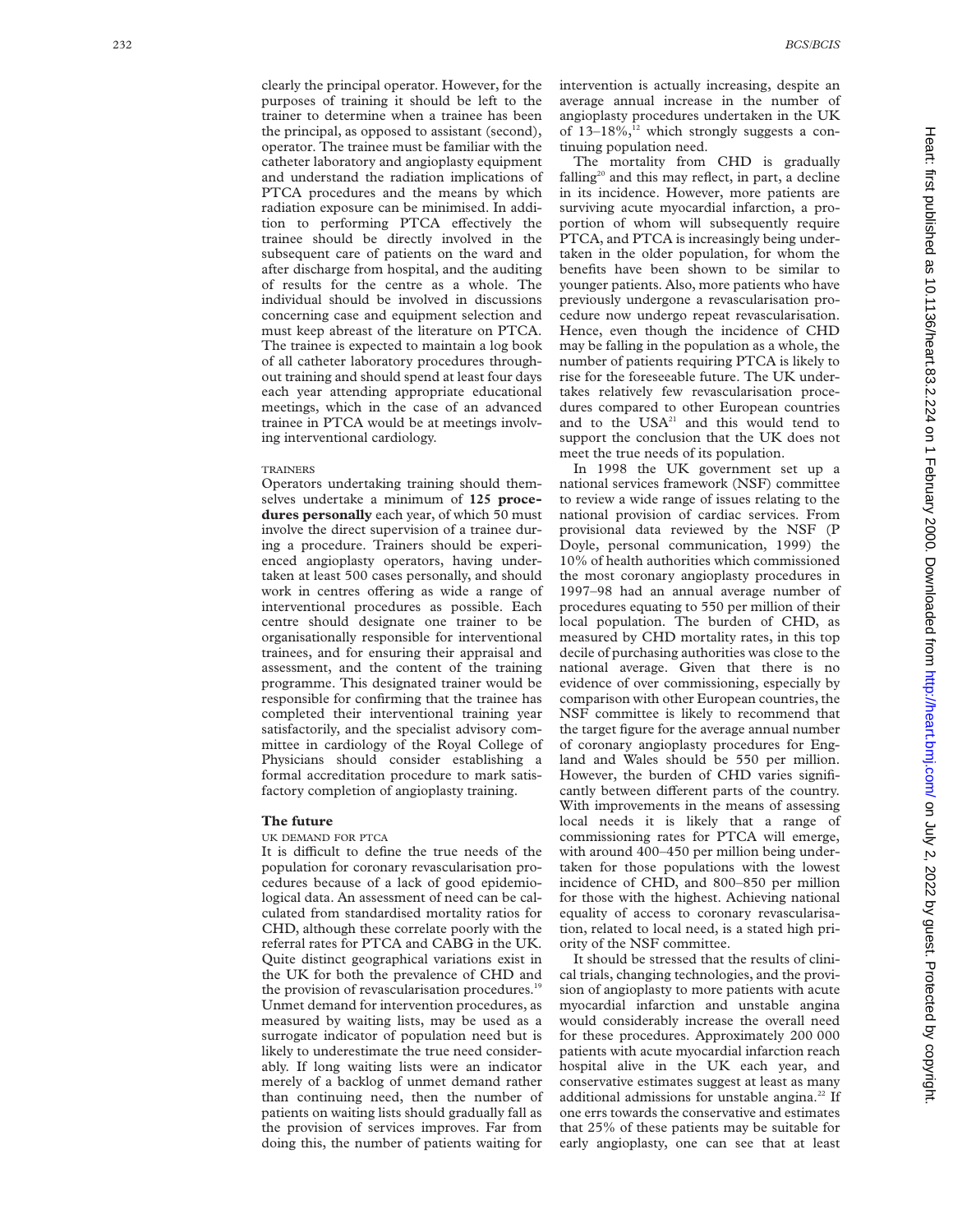clearly the principal operator. However, for the purposes of training it should be left to the trainer to determine when a trainee has been the principal, as opposed to assistant (second), operator. The trainee must be familiar with the catheter laboratory and angioplasty equipment and understand the radiation implications of PTCA procedures and the means by which radiation exposure can be minimised. In addition to performing PTCA effectively the trainee should be directly involved in the subsequent care of patients on the ward and after discharge from hospital, and the auditing of results for the centre as a whole. The individual should be involved in discussions concerning case and equipment selection and must keep abreast of the literature on PTCA. The trainee is expected to maintain a log book of all catheter laboratory procedures throughout training and should spend at least four days each year attending appropriate educational meetings, which in the case of an advanced trainee in PTCA would be at meetings involving interventional cardiology.

#### TRAINERS

Operators undertaking training should themselves undertake a minimum of **125 procedures personally** each year, of which 50 must involve the direct supervision of a trainee during a procedure. Trainers should be experienced angioplasty operators, having undertaken at least 500 cases personally, and should work in centres offering as wide a range of interventional procedures as possible. Each centre should designate one trainer to be organisationally responsible for interventional trainees, and for ensuring their appraisal and assessment, and the content of the training programme. This designated trainer would be responsible for confirming that the trainee has completed their interventional training year satisfactorily, and the specialist advisory committee in cardiology of the Royal College of Physicians should consider establishing a formal accreditation procedure to mark satisfactory completion of angioplasty training.

## The future

#### UK DEMAND FOR PTCA

It is difficult to define the true needs of the population for coronary revascularisation procedures because of a lack of good epidemiological data. An assessment of need can be calculated from standardised mortality ratios for CHD, although these correlate poorly with the referral rates for PTCA and CABG in the UK. Quite distinct geographical variations exist in the UK for both the prevalence of CHD and the provision of revascularisation procedures.[19] Unmet demand for intervention procedures, as measured by waiting lists, may be used as a surrogate indicator of population need but is likely to underestimate the true need considerably. If long waiting lists were an indicator merely of a backlog of unmet demand rather than continuing need, then the number of patients on waiting lists should gradually fall as the provision of services improves. Far from doing this, the number of patients waiting for intervention is actually increasing, despite an average annual increase in the number of angioplasty procedures undertaken in the UK of 13–18%,[12] which strongly suggests a continuing population need.

The mortality from CHD is gradually falling[20] and this may reflect, in part, a decline in its incidence. However, more patients are surviving acute myocardial infarction, a proportion of whom will subsequently require PTCA, and PTCA is increasingly being undertaken in the older population, for whom the benefits have been shown to be similar to younger patients. Also, more patients who have previously undergone a revascularisation procedure now undergo repeat revascularisation. Hence, even though the incidence of CHD may be falling in the population as a whole, the number of patients requiring PTCA is likely to rise for the foreseeable future. The UK undertakes relatively few revascularisation procedures compared to other European countries and to the USA[21] and this would tend to support the conclusion that the UK does not meet the true needs of its population.

In 1998 the UK government set up a national services framework (NSF) committee to review a wide range of issues relating to the national provision of cardiac services. From provisional data reviewed by the NSF (P Doyle, personal communication, 1999) the 10% of health authorities which commissioned the most coronary angioplasty procedures in 1997–98 had an annual average number of procedures equating to 550 per million of their local population. The burden of CHD, as measured by CHD mortality rates, in this top decile of purchasing authorities was close to the national average. Given that there is no evidence of over commissioning, especially by comparison with other European countries, the NSF committee is likely to recommend that the target figure for the average annual number of coronary angioplasty procedures for England and Wales should be 550 per million. However, the burden of CHD varies significantly between different parts of the country. With improvements in the means of assessing local needs it is likely that a range of commissioning rates for PTCA will emerge, with around 400–450 per million being undertaken for those populations with the lowest incidence of CHD, and 800–850 per million for those with the highest. Achieving national equality of access to coronary revascularisation, related to local need, is a stated high priority of the NSF committee.

It should be stressed that the results of clinical trials, changing technologies, and the provision of angioplasty to more patients with acute myocardial infarction and unstable angina would considerably increase the overall need for these procedures. Approximately 200 000 patients with acute myocardial infarction reach hospital alive in the UK each year, and conservative estimates suggest at least as many additional admissions for unstable angina.[22] If one errs towards the conservative and estimates that 25% of these patients may be suitable for early angioplasty, one can see that at least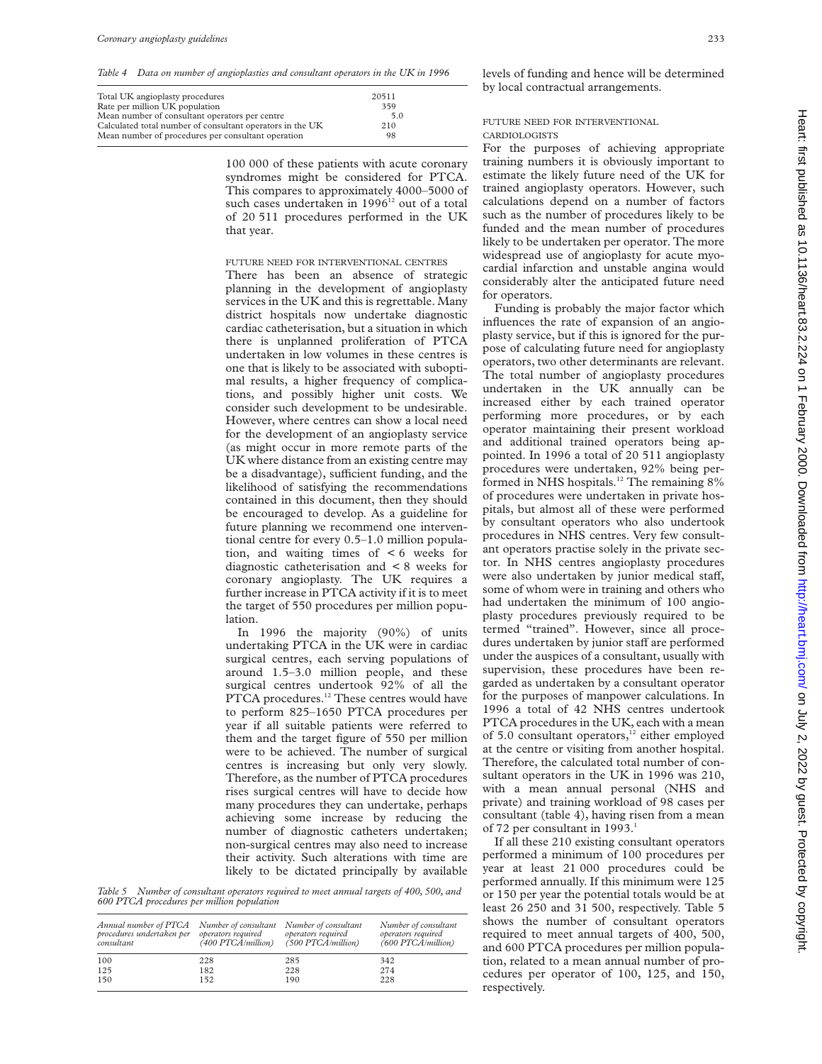*Table 4 Data on number of angioplasties and consultant operators in the UK in 1996*

| | |
|---|---|
| Total UK angioplasty procedures | 20511 |
| Rate per million UK population | 359 |
| Mean number of consultant operators per centre | 5.0 |
| Calculated total number of consultant operators in the UK | 210 |
| Mean number of procedures per consultant operation | 98 |

100 000 of these patients with acute coronary syndromes might be considered for PTCA. This compares to approximately 4000–5000 of such cases undertaken in 1996[12] out of a total of 20 511 procedures performed in the UK that year.

### FUTURE NEED FOR INTERVENTIONAL CENTRES

There has been an absence of strategic planning in the development of angioplasty services in the UK and this is regrettable. Many district hospitals now undertake diagnostic cardiac catheterisation, but a situation in which there is unplanned proliferation of PTCA undertaken in low volumes in these centres is one that is likely to be associated with suboptimal results, a higher frequency of complications, and possibly higher unit costs. We consider such development to be undesirable. However, where centres can show a local need for the development of an angioplasty service (as might occur in more remote parts of the UK where distance from an existing centre may be a disadvantage), sufficient funding, and the likelihood of satisfying the recommendations contained in this document, then they should be encouraged to develop. As a guideline for future planning we recommend one interventional centre for every 0.5–1.0 million population, and waiting times of < 6 weeks for diagnostic catheterisation and < 8 weeks for coronary angioplasty. The UK requires a further increase in PTCA activity if it is to meet the target of 550 procedures per million population.

In 1996 the majority (90%) of units undertaking PTCA in the UK were in cardiac surgical centres, each serving populations of around 1.5–3.0 million people, and these surgical centres undertook 92% of all the PTCA procedures.[12] These centres would have to perform 825–1650 PTCA procedures per year if all suitable patients were referred to them and the target figure of 550 per million were to be achieved. The number of surgical centres is increasing but only very slowly. Therefore, as the number of PTCA procedures rises surgical centres will have to decide how many procedures they can undertake, perhaps achieving some increase by reducing the number of diagnostic catheters undertaken; non-surgical centres may also need to increase their activity. Such alterations with time are likely to be dictated principally by available levels of funding and hence will be determined by local contractual arrangements.

*Table 5 Number of consultant operators required to meet annual targets of 400, 500, and 600 PTCA procedures per million population*

| Annual number of PTCA procedures undertaken per consultant | Number of consultant operators required (400 PTCA/million) | Number of consultant operators required (500 PTCA/million) | Number of consultant operators required (600 PTCA/million) |
|---|---|---|---|
| 100 | 228 | 285 | 342 |
| 125 | 182 | 228 | 274 |
| 150 | 152 | 190 | 228 |

### FUTURE NEED FOR INTERVENTIONAL CARDIOLOGISTS

For the purposes of achieving appropriate training numbers it is obviously important to estimate the likely future need of the UK for trained angioplasty operators. However, such calculations depend on a number of factors such as the number of procedures likely to be funded and the mean number of procedures likely to be undertaken per operator. The more widespread use of angioplasty for acute myocardial infarction and unstable angina would considerably alter the anticipated future need for operators.

Funding is probably the major factor which influences the rate of expansion of an angioplasty service, but if this is ignored for the purpose of calculating future need for angioplasty operators, two other determinants are relevant. The total number of angioplasty procedures undertaken in the UK annually can be increased either by each trained operator performing more procedures, or by each operator maintaining their present workload and additional trained operators being appointed. In 1996 a total of 20 511 angioplasty procedures were undertaken, 92% being performed in NHS hospitals.[12] The remaining 8% of procedures were undertaken in private hospitals, but almost all of these were performed by consultant operators who also undertook procedures in NHS centres. Very few consultant operators practise solely in the private sector. In NHS centres angioplasty procedures were also undertaken by junior medical staff, some of whom were in training and others who had undertaken the minimum of 100 angioplasty procedures previously required to be termed "trained". However, since all procedures undertaken by junior staff are performed under the auspices of a consultant, usually with supervision, these procedures have been regarded as undertaken by a consultant operator for the purposes of manpower calculations. In 1996 a total of 42 NHS centres undertook PTCA procedures in the UK, each with a mean of 5.0 consultant operators,[12] either employed at the centre or visiting from another hospital. Therefore, the calculated total number of consultant operators in the UK in 1996 was 210, with a mean annual personal (NHS and private) and training workload of 98 cases per consultant (table 4), having risen from a mean of 72 per consultant in 1993.[1]

If all these 210 existing consultant operators performed a minimum of 100 procedures per year at least 21 000 procedures could be performed annually. If this minimum were 125 or 150 per year the potential totals would be at least 26 250 and 31 500, respectively. Table 5 shows the number of consultant operators required to meet annual targets of 400, 500, and 600 PTCA procedures per million population, related to a mean annual number of procedures per operator of 100, 125, and 150, respectively.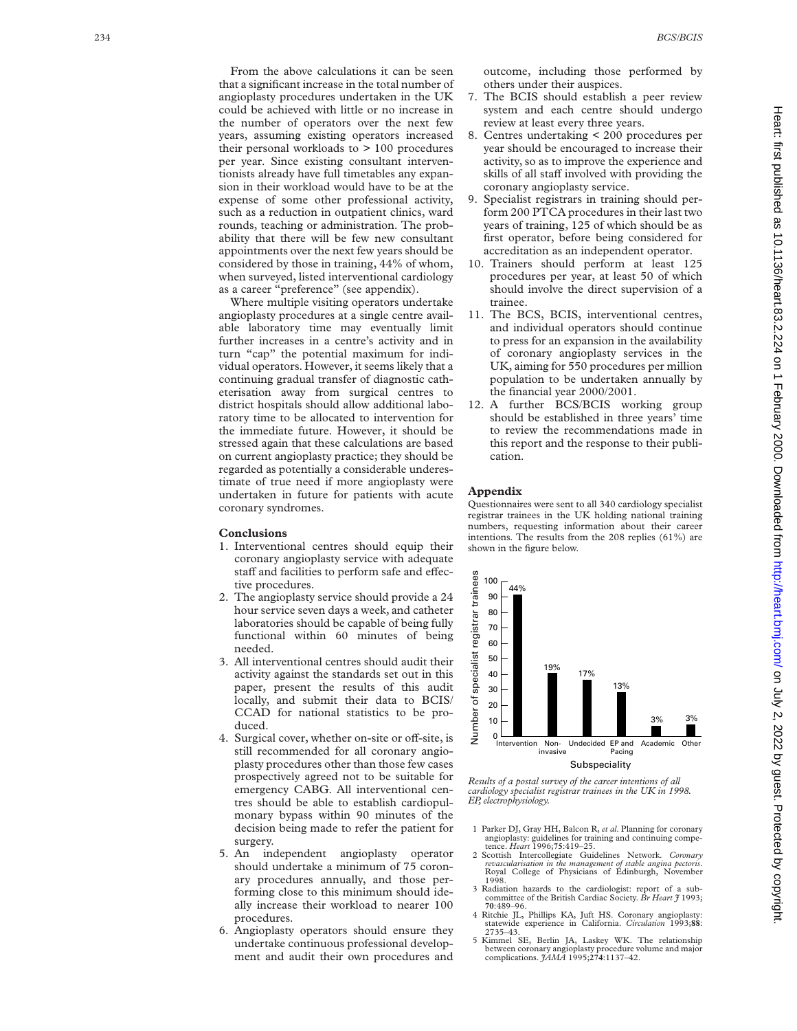From the above calculations it can be seen that a significant increase in the total number of angioplasty procedures undertaken in the UK could be achieved with little or no increase in the number of operators over the next few years, assuming existing operators increased their personal workloads to > 100 procedures per year. Since existing consultant interventionists already have full timetables any expansion in their workload would have to be at the expense of some other professional activity, such as a reduction in outpatient clinics, ward rounds, teaching or administration. The probability that there will be few new consultant appointments over the next few years should be considered by those in training, 44% of whom, when surveyed, listed interventional cardiology as a career "preference" (see appendix).

Where multiple visiting operators undertake angioplasty procedures at a single centre available laboratory time may eventually limit further increases in a centre's activity and in turn "cap" the potential maximum for individual operators. However, it seems likely that a continuing gradual transfer of diagnostic catheterisation away from surgical centres to district hospitals should allow additional laboratory time to be allocated to intervention for the immediate future. However, it should be stressed again that these calculations are based on current angioplasty practice; they should be regarded as potentially a considerable underestimate of true need if more angioplasty were undertaken in future for patients with acute coronary syndromes.

## Conclusions

1. Interventional centres should equip their coronary angioplasty service with adequate staff and facilities to perform safe and effective procedures.
2. The angioplasty service should provide a 24 hour service seven days a week, and catheter laboratories should be capable of being fully functional within 60 minutes of being needed.
3. All interventional centres should audit their activity against the standards set out in this paper, present the results of this audit locally, and submit their data to BCIS/CCAD for national statistics to be produced.
4. Surgical cover, whether on-site or off-site, is still recommended for all coronary angioplasty procedures other than those few cases prospectively agreed not to be suitable for emergency CABG. All interventional centres should be able to establish cardiopulmonary bypass within 90 minutes of the decision being made to refer the patient for surgery.
5. An independent angioplasty operator should undertake a minimum of 75 coronary procedures annually, and those performing close to this minimum should ideally increase their workload to nearer 100 procedures.
6. Angioplasty operators should ensure they undertake continuous professional development and audit their own procedures and outcome, including those performed by others under their auspices.
7. The BCIS should establish a peer review system and each centre should undergo review at least every three years.
8. Centres undertaking < 200 procedures per year should be encouraged to increase their activity, so as to improve the experience and skills of all staff involved with providing the coronary angioplasty service.
9. Specialist registrars in training should perform 200 PTCA procedures in their last two years of training, 125 of which should be as first operator, before being considered for accreditation as an independent operator.
10. Trainers should perform at least 125 procedures per year, at least 50 of which should involve the direct supervision of a trainee.
11. The BCS, BCIS, interventional centres, and individual operators should continue to press for an expansion in the availability of coronary angioplasty services in the UK, aiming for 550 procedures per million population to be undertaken annually by the financial year 2000/2001.
12. A further BCS/BCIS working group should be established in three years' time to review the recommendations made in this report and the response to their publication.

## Appendix

Questionnaires were sent to all 340 cardiology specialist registrar trainees in the UK holding national training numbers, requesting information about their career intentions. The results from the 208 replies (61%) are shown in the figure below.

| Subspeciality | Percentage |
|---|---|
| Intervention | 44% |
| Non-invasive | 19% |
| Undecided | 17% |
| EP and Pacing | 13% |
| Academic | 3% |
| Other | 3% |

*Results of a postal survey of the career intentions of all cardiology specialist registrar trainees in the UK in 1998. EP, electrophysiology.*

1 Parker DJ, Gray HH, Balcon R, *et al*. Planning for coronary angioplasty: guidelines for training and continuing competence. *Heart* 1996;**75**:419–25.
2 Scottish Intercollegiate Guidelines Network. *Coronary revascularisation in the management of stable angina pectoris*. Royal College of Physicians of Edinburgh, November 1998.
3 Radiation hazards to the cardiologist: report of a subcommittee of the British Cardiac Society. *Br Heart J* 1993;**70**:489–96.
4 Ritchie JL, Phillips KA, Juft HS. Coronary angioplasty: statewide experience in California. *Circulation* 1993;**88**:2735–43.
5 Kimmel SE, Berlin JA, Laskey WK. The relationship between coronary angioplasty procedure volume and major complications. *JAMA* 1995;**274**:1137–42.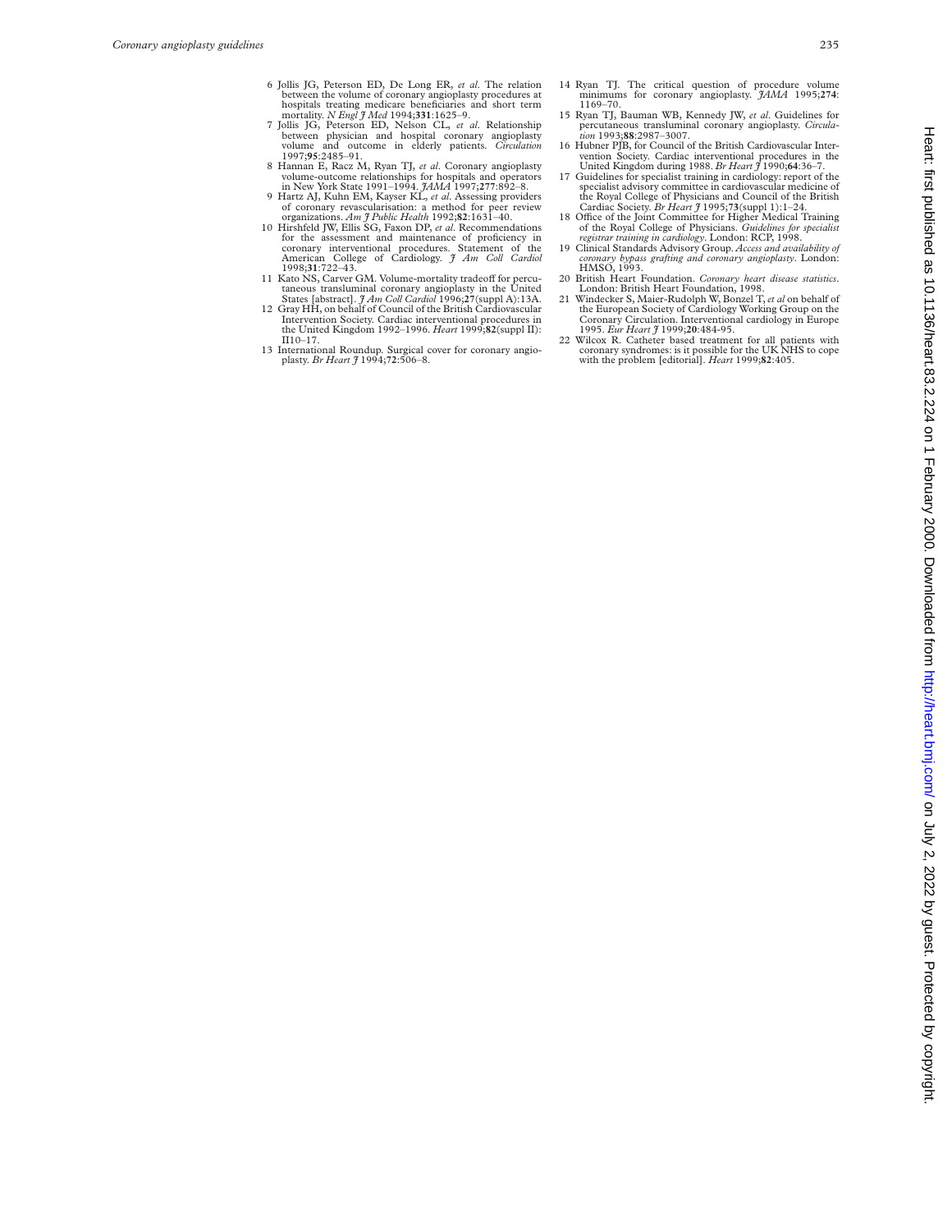6 Jollis JG, Peterson ED, De Long ER, *et al*. The relation between the volume of coronary angioplasty procedures at hospitals treating medicare beneficiaries and short term mortality. *N Engl J Med* 1994;**331**:1625–9.

7 Jollis JG, Peterson ED, Nelson CL, *et al*. Relationship between physician and hospital coronary angioplasty volume and outcome in elderly patients. *Circulation* 1997;**95**:2485–91.

8 Hannan E, Racz M, Ryan TJ, *et al*. Coronary angioplasty volume-outcome relationships for hospitals and operators in New York State 1991–1994. *JAMA* 1997;**277**:892–8.

9 Hartz AJ, Kuhn EM, Kayser KL, *et al*. Assessing providers of coronary revascularisation: a method for peer review organizations. *Am J Public Health* 1992;**82**:1631–40.

10 Hirshfeld JW, Ellis SG, Faxon DP, *et al*. Recommendations for the assessment and maintenance of proficiency in coronary interventional procedures. Statement of the American College of Cardiology. *J Am Coll Cardiol* 1998;**31**:722–43.

11 Kato NS, Carver GM. Volume-mortality tradeoff for percutaneous transluminal coronary angioplasty in the United States [abstract]. *J Am Coll Cardiol* 1996;**27**(suppl A):13A.

12 Gray HH, on behalf of Council of the British Cardiovascular Intervention Society. Cardiac interventional procedures in the United Kingdom 1992–1996. *Heart* 1999;**82**(suppl II): II10–17.

13 International Roundup. Surgical cover for coronary angioplasty. *Br Heart J* 1994;**72**:506–8.

14 Ryan TJ. The critical question of procedure volume minimums for coronary angioplasty. *JAMA* 1995;**274**: 1169–70.

15 Ryan TJ, Bauman WB, Kennedy JW, *et al*. Guidelines for percutaneous transluminal coronary angioplasty. *Circulation* 1993;**88**:2987–3007.

16 Hubner PJB, for Council of the British Cardiovascular Intervention Society. Cardiac interventional procedures in the United Kingdom during 1988. *Br Heart J* 1990;**64**:36–7.

17 Guidelines for specialist training in cardiology: report of the specialist advisory committee in cardiovascular medicine of the Royal College of Physicians and Council of the British Cardiac Society. *Br Heart J* 1995;**73**(suppl 1):1–24.

18 Office of the Joint Committee for Higher Medical Training of the Royal College of Physicians. *Guidelines for specialist registrar training in cardiology*. London: RCP, 1998.

19 Clinical Standards Advisory Group. *Access and availability of coronary bypass grafting and coronary angioplasty*. London: HMSO, 1993.

20 British Heart Foundation. *Coronary heart disease statistics*. London: British Heart Foundation, 1998.

21 Windecker S, Maier-Rudolph W, Bonzel T, *et al* on behalf of the European Society of Cardiology Working Group on the Coronary Circulation. Interventional cardiology in Europe 1995. *Eur Heart J* 1999;**20**:484-95.

22 Wilcox R. Catheter based treatment for all patients with coronary syndromes: is it possible for the UK NHS to cope with the problem [editorial]. *Heart* 1999;**82**:405.